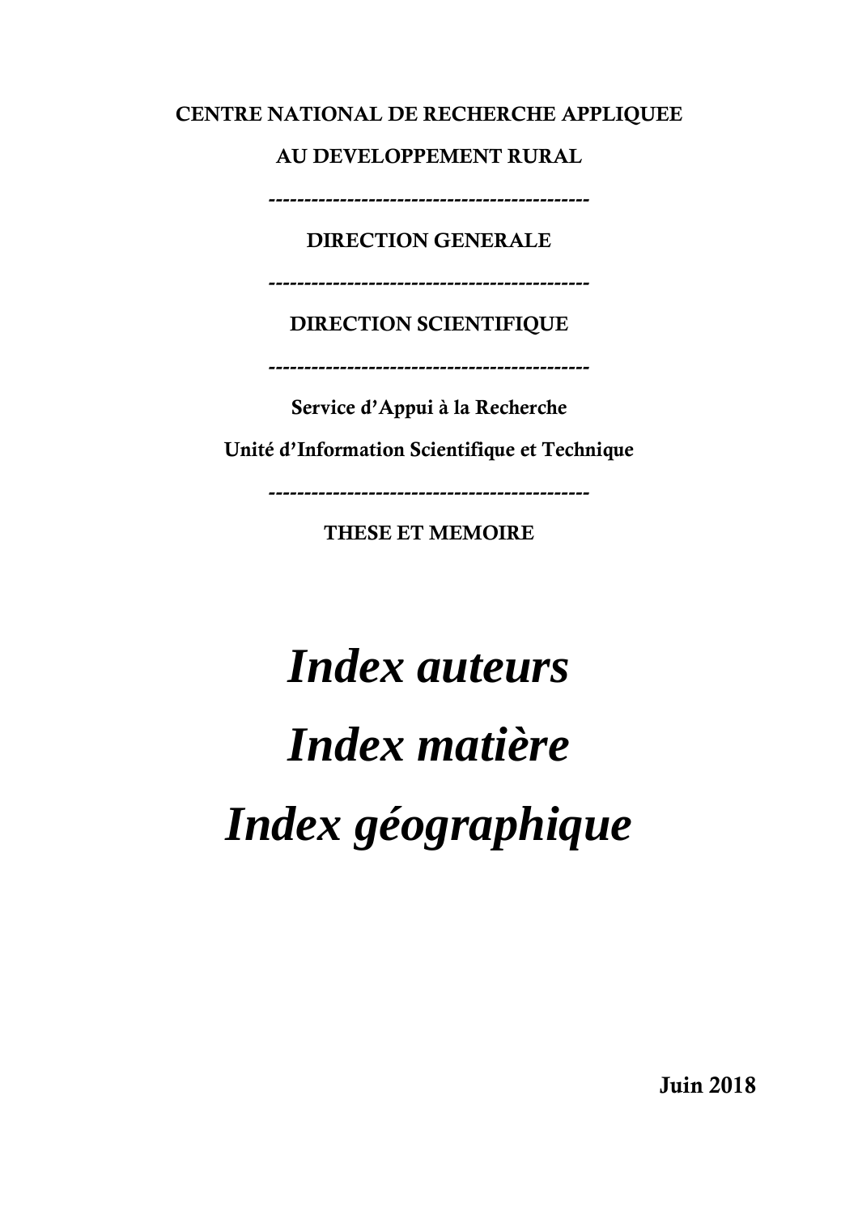**CENTRE NATIONAL DE RECHERCHE APPLIQUEE**

**AU DEVELOPPEMENT RURAL**

---

**DIRECTION GENERALE**

---

**DIRECTION SCIENTIFIQUE**

---

**Service d'Appui à la Recherche**

**Unité d'Information Scientifique et Technique**

---

**THESE ET MEMOIRE**

# *Index auteurs*

# *Index matière*

# *Index géographique*

**Juin 2018**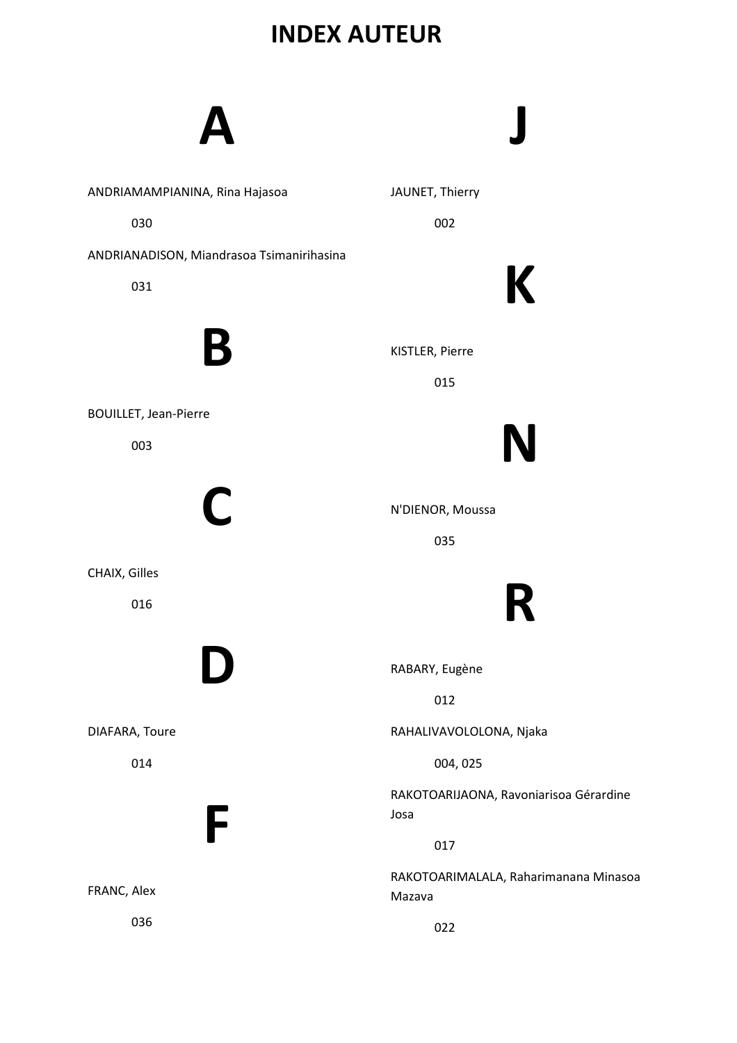# INDEX AUTEUR

## A

ANDRIAMAMPIANINA, Rina Hajasoa

030

ANDRIANADISON, Miandrasoa Tsimanirihasina

031

## B

BOUILLET, Jean-Pierre

003

## C

CHAIX, Gilles

016

## D

DIAFARA, Toure

014

## F

FRANC, Alex

036

## J

JAUNET, Thierry

002

## K

KISTLER, Pierre

015

## N

N'DIENOR, Moussa

035

## R

RABARY, Eugène

012

RAHALIVAVOLOLONA, Njaka

004, 025

RAKOTOARIJAONA, Ravoniarisoa Gérardine Josa

017

RAKOTOARIMALALA, Raharimanana Minasoa Mazava

022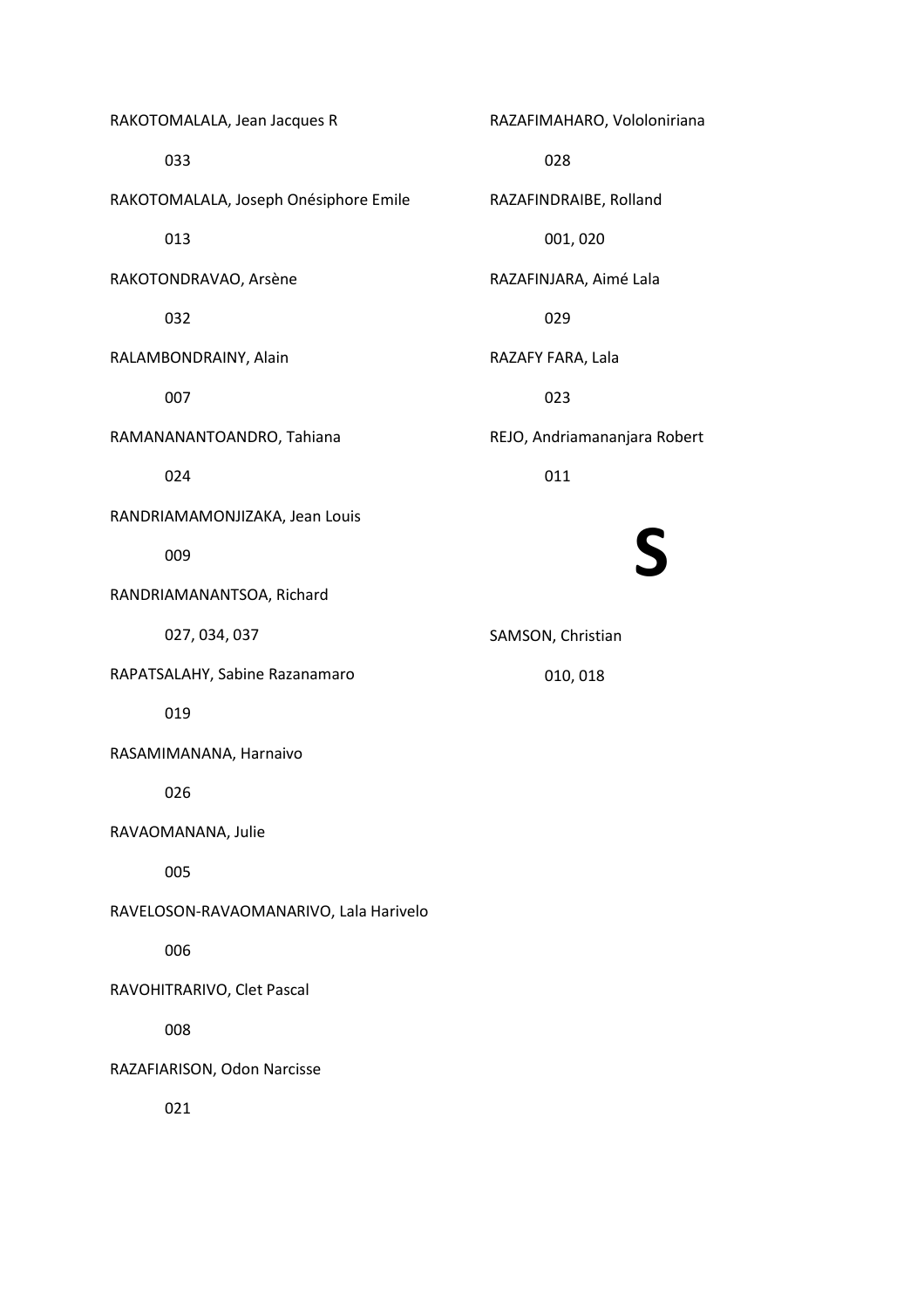RAKOTOMALALA, Jean Jacques R

033

RAKOTOMALALA, Joseph Onésiphore Emile

013

RAKOTONDRAVAO, Arsène

032

RALAMBONDRAINY, Alain

007

RAMANANANTOANDRO, Tahiana

024

RANDRIAMAMONJIZAKA, Jean Louis

009

RANDRIAMANANTSOA, Richard

027, 034, 037

RAPATSALAHY, Sabine Razanamaro

019

RASAMIMANANA, Harnaivo

026

RAVAOMANANA, Julie

005

RAVELOSON-RAVAOMANARIVO, Lala Harivelo

006

RAVOHITRARIVO, Clet Pascal

008

RAZAFIARISON, Odon Narcisse

021

RAZAFIMAHARO, Vololoniriana

028

RAZAFINDRAIBE, Rolland

001, 020

RAZAFINJARA, Aimé Lala

029

RAZAFY FARA, Lala

023

REJO, Andriamananjara Robert

011

# S

SAMSON, Christian

010, 018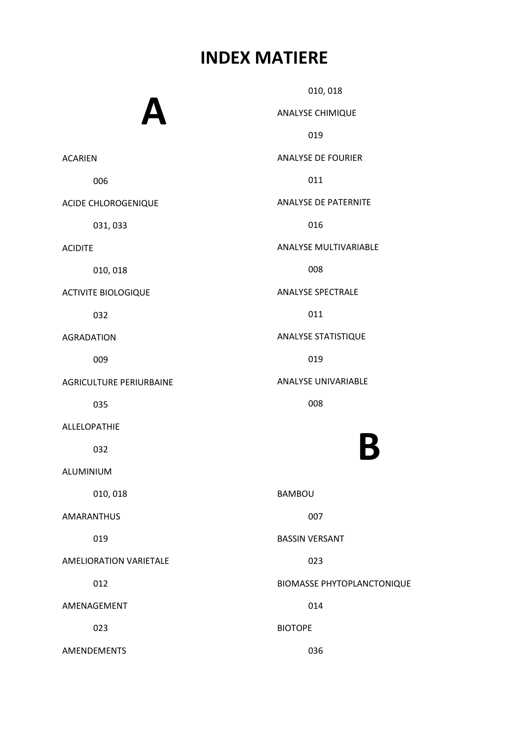# INDEX MATIERE

## A

ACARIEN

006

ACIDE CHLOROGENIQUE

031, 033

ACIDITE

010, 018

ACTIVITE BIOLOGIQUE

032

AGRADATION

009

AGRICULTURE PERIURBAINE

035

ALLELOPATHIE

032

ALUMINIUM

010, 018

AMARANTHUS

019

AMELIORATION VARIETALE

012

AMENAGEMENT

023

AMENDEMENTS

010, 018

ANALYSE CHIMIQUE

019

ANALYSE DE FOURIER

011

ANALYSE DE PATERNITE

016

ANALYSE MULTIVARIABLE

008

ANALYSE SPECTRALE

011

ANALYSE STATISTIQUE

019

ANALYSE UNIVARIABLE

008

## B

BAMBOU

007

BASSIN VERSANT

023

BIOMASSE PHYTOPLANCTONIQUE

014

BIOTOPE

036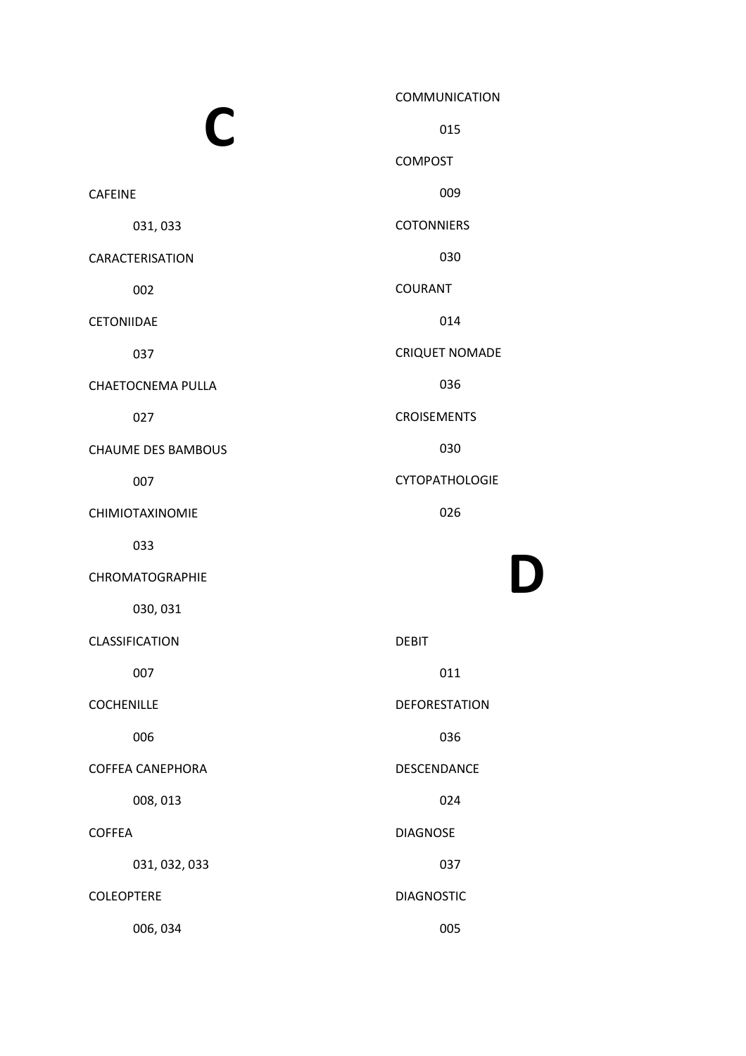# C

CAFEINE

031, 033

CARACTERISATION

002

CETONIIDAE

037

CHAETOCNEMA PULLA

027

CHAUME DES BAMBOUS

007

CHIMIOTAXINOMIE

033

CHROMATOGRAPHIE

030, 031

CLASSIFICATION

007

COCHENILLE

006

COFFEA CANEPHORA

008, 013

COFFEA

031, 032, 033

COLEOPTERE

006, 034

COMMUNICATION

015

COMPOST

009

COTONNIERS

030

COURANT

014

CRIQUET NOMADE

036

CROISEMENTS

030

CYTOPATHOLOGIE

026

# D

DEBIT

011

DEFORESTATION

036

DESCENDANCE

024

DIAGNOSE

037

DIAGNOSTIC

005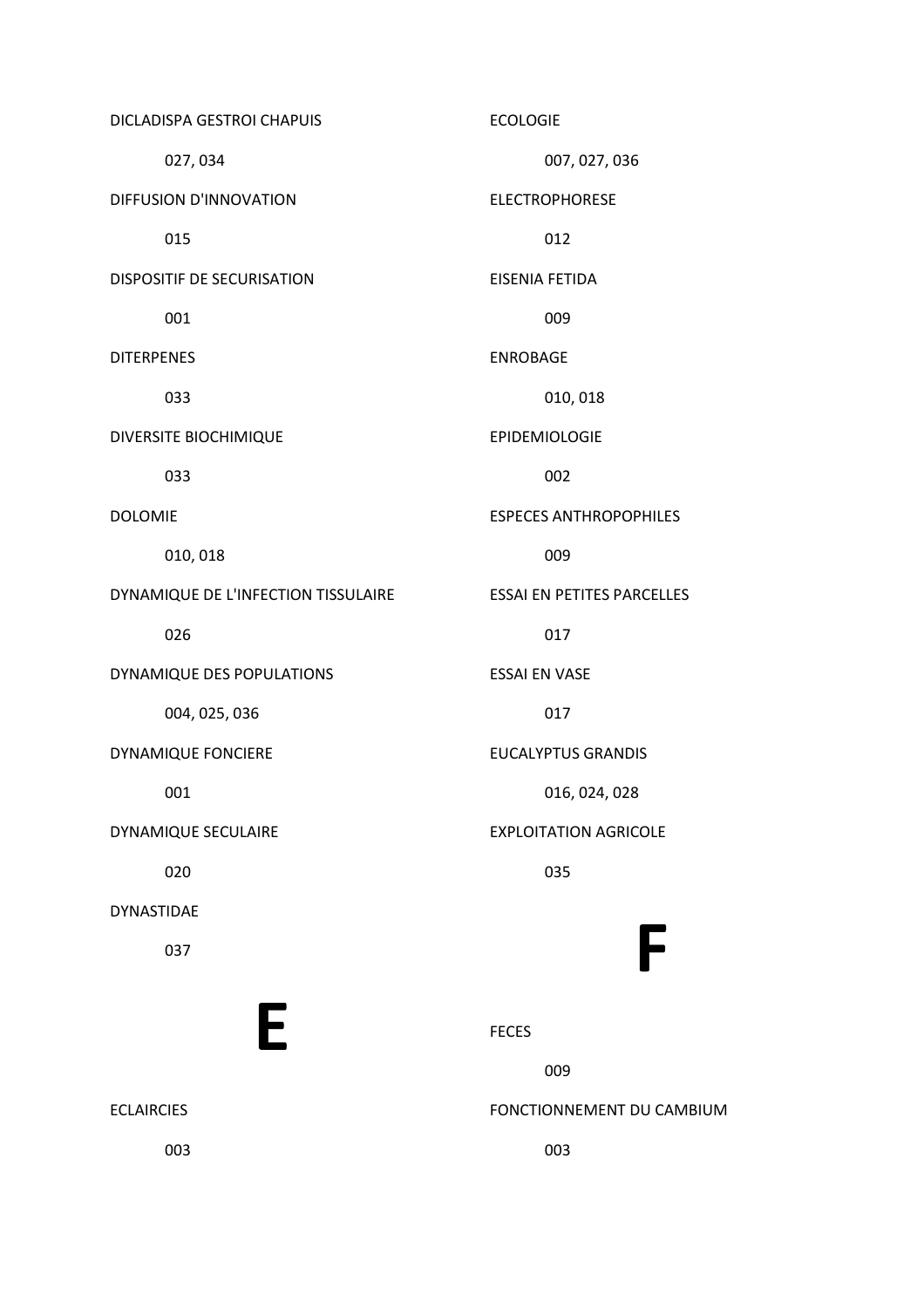DICLADISPA GESTROI CHAPUIS

027, 034

DIFFUSION D'INNOVATION

015

DISPOSITIF DE SECURISATION

001

DITERPENES

033

DIVERSITE BIOCHIMIQUE

033

DOLOMIE

010, 018

DYNAMIQUE DE L'INFECTION TISSULAIRE

026

DYNAMIQUE DES POPULATIONS

004, 025, 036

DYNAMIQUE FONCIERE

001

DYNAMIQUE SECULAIRE

020

DYNASTIDAE

037

# E

ECLAIRCIES

003

ECOLOGIE

007, 027, 036

ELECTROPHORESE

012

EISENIA FETIDA

009

ENROBAGE

010, 018

EPIDEMIOLOGIE

002

ESPECES ANTHROPOPHILES

009

ESSAI EN PETITES PARCELLES

017

ESSAI EN VASE

017

EUCALYPTUS GRANDIS

016, 024, 028

EXPLOITATION AGRICOLE

035

# F

FECES

009

FONCTIONNEMENT DU CAMBIUM

003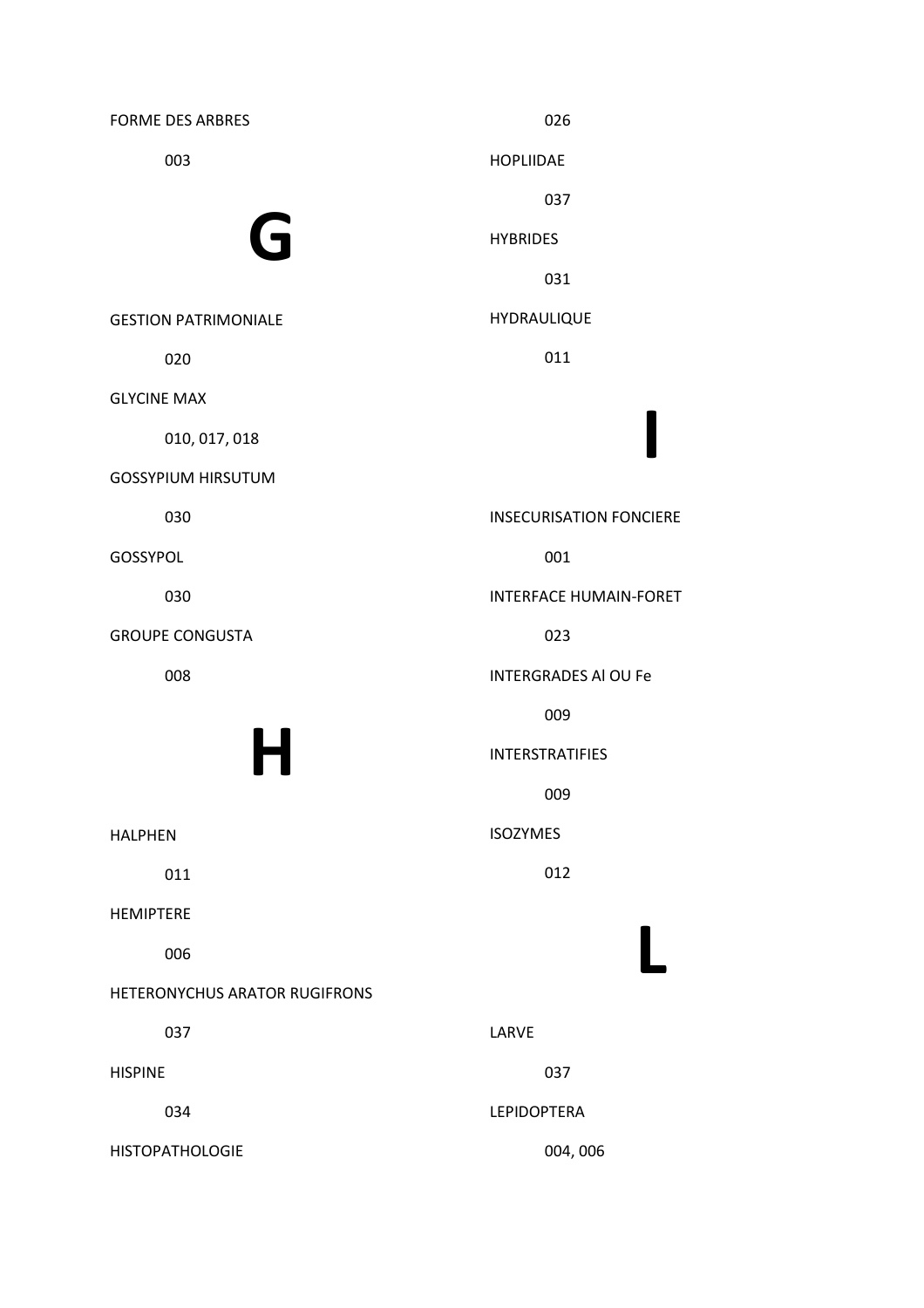FORME DES ARBRES

003

# G

GESTION PATRIMONIALE

020

GLYCINE MAX

010, 017, 018

GOSSYPIUM HIRSUTUM

030

GOSSYPOL

030

GROUPE CONGUSTA

008

# H

HALPHEN

011

HEMIPTERE

006

HETERONYCHUS ARATOR RUGIFRONS

037

HISPINE

034

HISTOPATHOLOGIE

026

HOPLIIDAE

037

HYBRIDES

031

HYDRAULIQUE

011

# I

INSECURISATION FONCIERE

001

INTERFACE HUMAIN-FORET

023

INTERGRADES Al OU Fe

009

INTERSTRATIFIES

009

ISOZYMES

012

# L

LARVE

037

LEPIDOPTERA

004, 006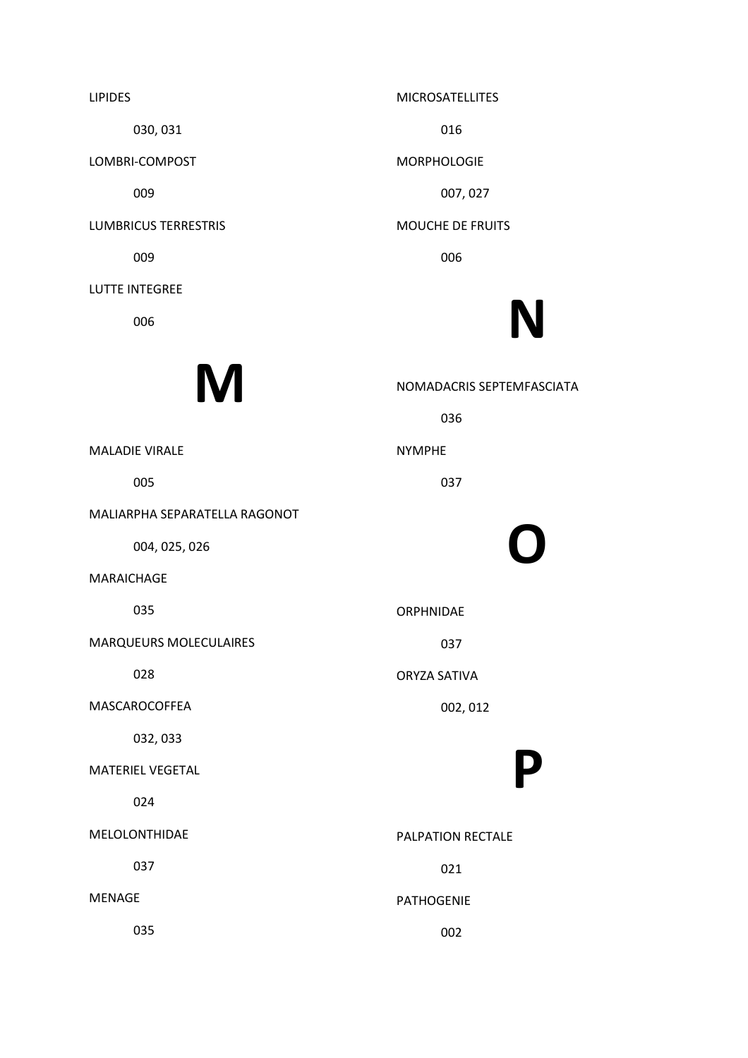LIPIDES

030, 031

LOMBRI-COMPOST

009

LUMBRICUS TERRESTRIS

009

LUTTE INTEGREE

006

# M

MALADIE VIRALE

005

MALIARPHA SEPARATELLA RAGONOT

004, 025, 026

MARAICHAGE

035

MARQUEURS MOLECULAIRES

028

MASCAROCOFFEA

032, 033

MATERIEL VEGETAL

024

MELOLONTHIDAE

037

MENAGE

035

MICROSATELLITES

016

MORPHOLOGIE

007, 027

MOUCHE DE FRUITS

006

# N

NOMADACRIS SEPTEMFASCIATA

036

NYMPHE

037

# O

ORPHNIDAE

037

ORYZA SATIVA

002, 012

# P

PALPATION RECTALE

021

PATHOGENIE

002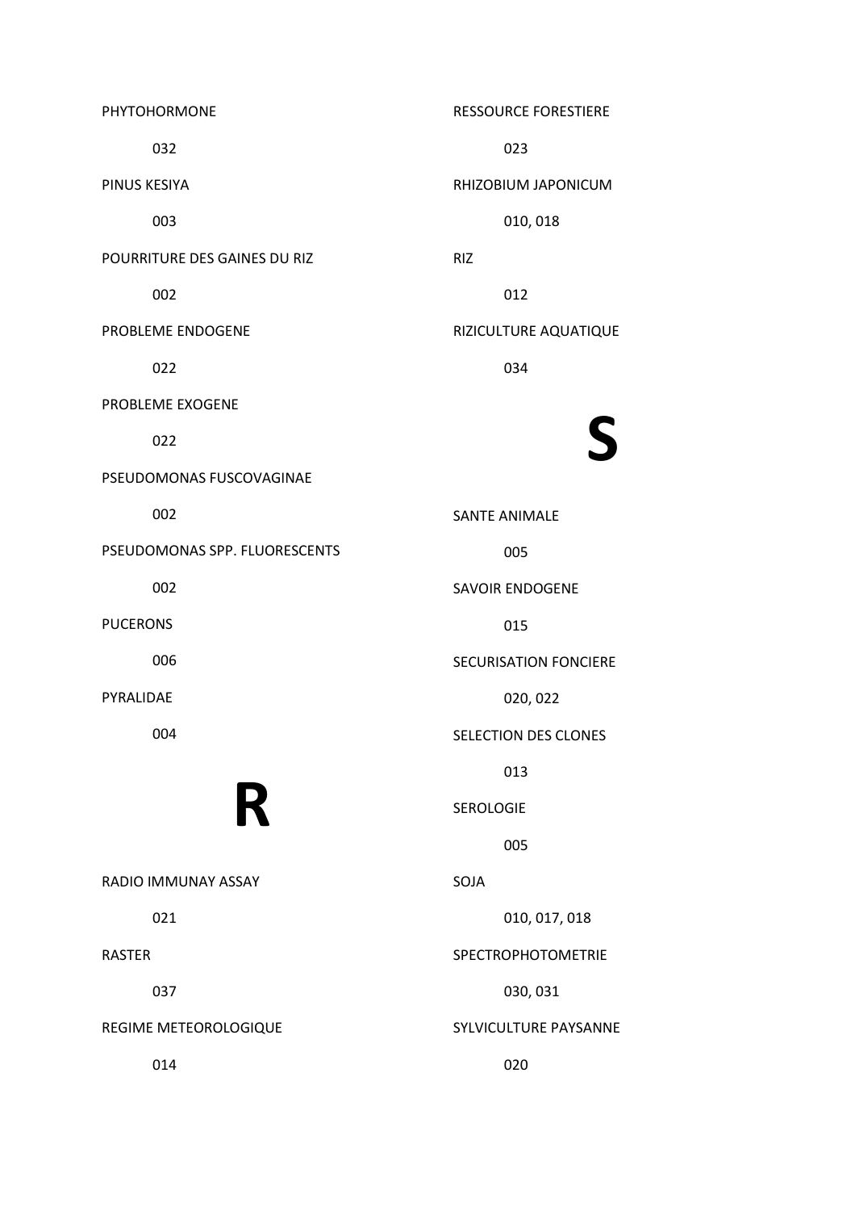PHYTOHORMONE

032

PINUS KESIYA

003

POURRITURE DES GAINES DU RIZ

002

PROBLEME ENDOGENE

022

PROBLEME EXOGENE

022

PSEUDOMONAS FUSCOVAGINAE

002

PSEUDOMONAS SPP. FLUORESCENTS

002

PUCERONS

006

PYRALIDAE

004

# R

RADIO IMMUNAY ASSAY

021

RASTER

037

REGIME METEOROLOGIQUE

014

RESSOURCE FORESTIERE

023

RHIZOBIUM JAPONICUM

010, 018

RIZ

012

RIZICULTURE AQUATIQUE

034

# S

SANTE ANIMALE

005

SAVOIR ENDOGENE

015

SECURISATION FONCIERE

020, 022

SELECTION DES CLONES

013

SEROLOGIE

005

SOJA

010, 017, 018

SPECTROPHOTOMETRIE

030, 031

SYLVICULTURE PAYSANNE

020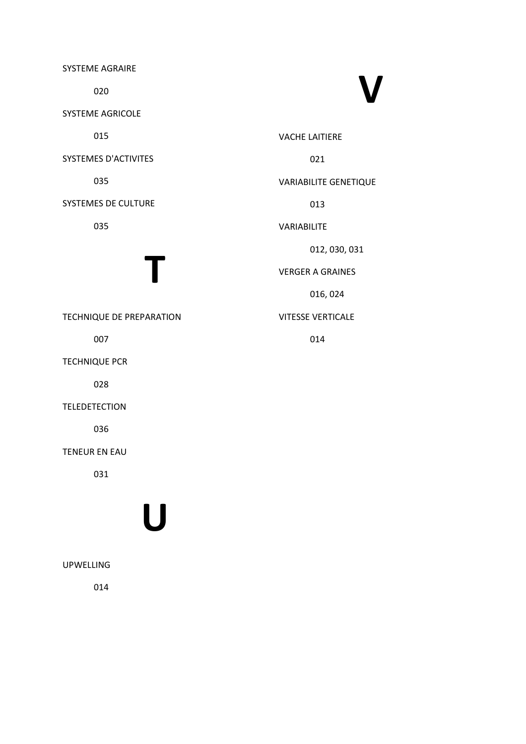SYSTEME AGRAIRE

020

SYSTEME AGRICOLE

015

SYSTEMES D'ACTIVITES

035

SYSTEMES DE CULTURE

035

# T

TECHNIQUE DE PREPARATION

007

TECHNIQUE PCR

028

TELEDETECTION

036

TENEUR EN EAU

031

# U

UPWELLING

014

# V

VACHE LAITIERE

021

VARIABILITE GENETIQUE

013

VARIABILITE

012, 030, 031

VERGER A GRAINES

016, 024

VITESSE VERTICALE

014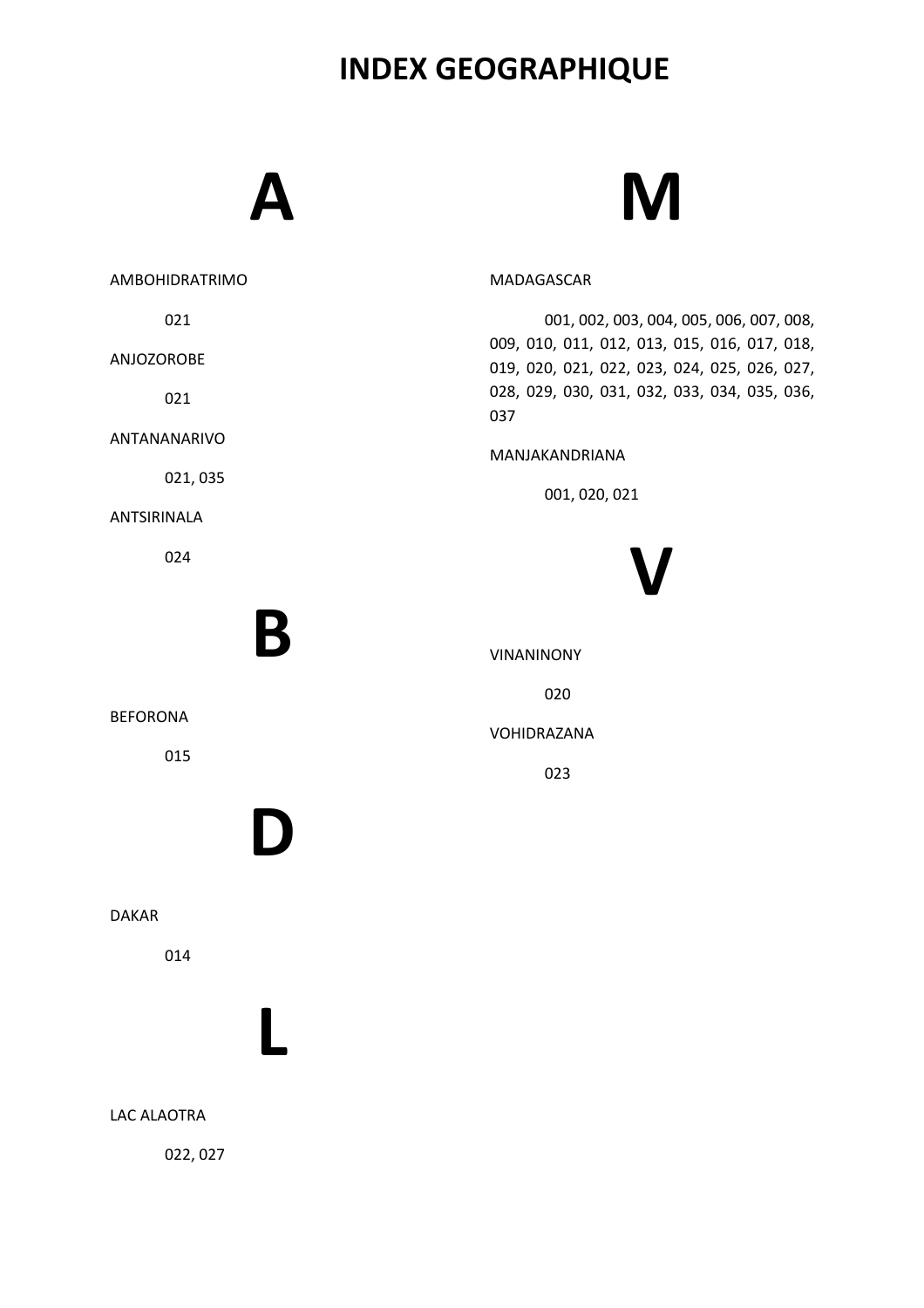# INDEX GEOGRAPHIQUE

## A

AMBOHIDRATRIMO

021

ANJOZOROBE

021

ANTANANARIVO

021, 035

ANTSIRINALA

024

## B

BEFORONA

015

## D

DAKAR

014

## L

LAC ALAOTRA

022, 027

## M

MADAGASCAR

001, 002, 003, 004, 005, 006, 007, 008, 009, 010, 011, 012, 013, 015, 016, 017, 018, 019, 020, 021, 022, 023, 024, 025, 026, 027, 028, 029, 030, 031, 032, 033, 034, 035, 036, 037

MANJAKANDRIANA

001, 020, 021

## V

VINANINONY

020

VOHIDRAZANA

023